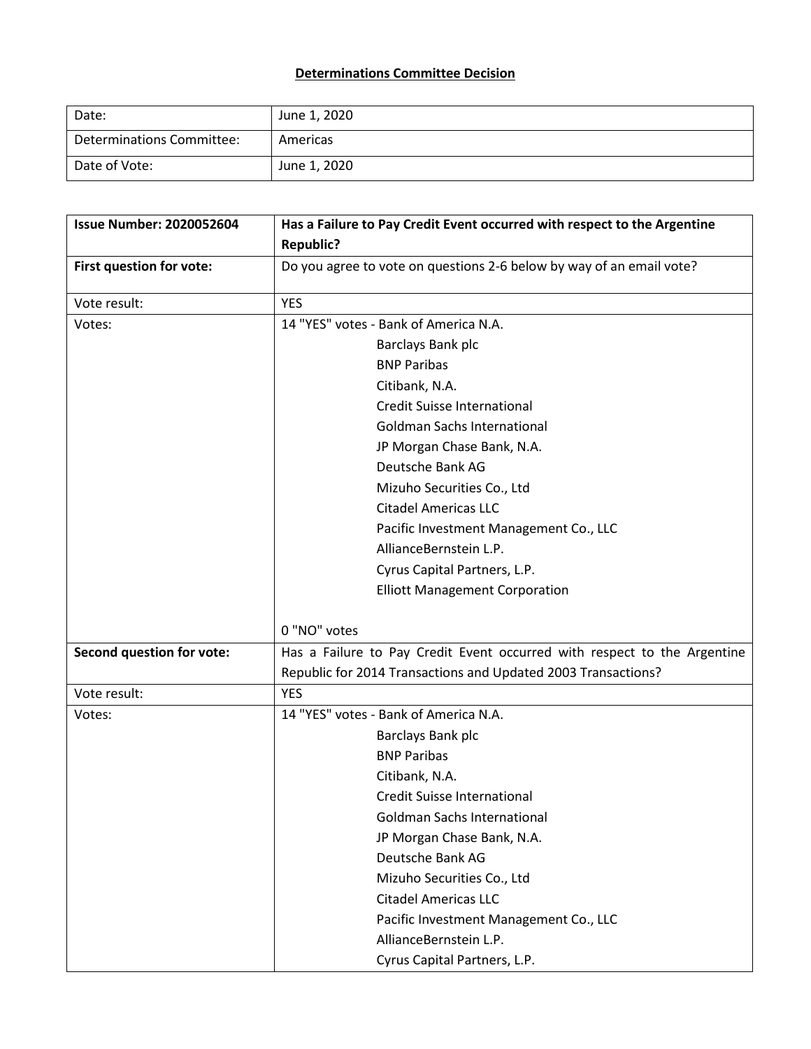# Determinations Committee Decision

| Date: | June 1, 2020 |
|---|---|
| Determinations Committee: | Americas |
| Date of Vote: | June 1, 2020 |

| **Issue Number: 2020052604** | **Has a Failure to Pay Credit Event occurred with respect to the Argentine Republic?** |
|---|---|
| **First question for vote:** | Do you agree to vote on questions 2-6 below by way of an email vote? |
| Vote result: | YES |
| Votes: | 14 "YES" votes - Bank of America N.A.<br>Barclays Bank plc<br>BNP Paribas<br>Citibank, N.A.<br>Credit Suisse International<br>Goldman Sachs International<br>JP Morgan Chase Bank, N.A.<br>Deutsche Bank AG<br>Mizuho Securities Co., Ltd<br>Citadel Americas LLC<br>Pacific Investment Management Co., LLC<br>AllianceBernstein L.P.<br>Cyrus Capital Partners, L.P.<br>Elliott Management Corporation<br><br>0 "NO" votes |
| **Second question for vote:** | Has a Failure to Pay Credit Event occurred with respect to the Argentine Republic for 2014 Transactions and Updated 2003 Transactions? |
| Vote result: | YES |
| Votes: | 14 "YES" votes - Bank of America N.A.<br>Barclays Bank plc<br>BNP Paribas<br>Citibank, N.A.<br>Credit Suisse International<br>Goldman Sachs International<br>JP Morgan Chase Bank, N.A.<br>Deutsche Bank AG<br>Mizuho Securities Co., Ltd<br>Citadel Americas LLC<br>Pacific Investment Management Co., LLC<br>AllianceBernstein L.P.<br>Cyrus Capital Partners, L.P. |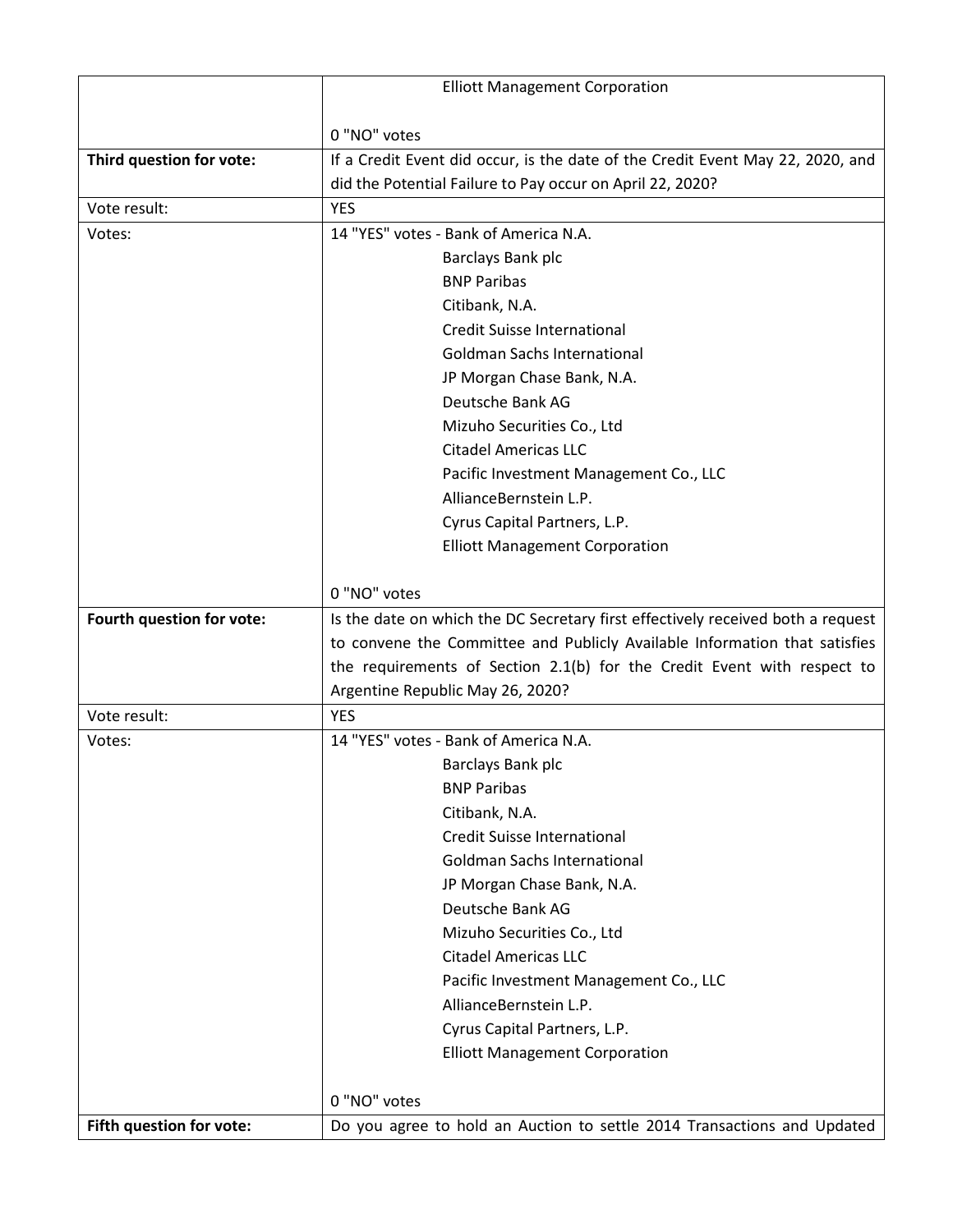| | |
|---|---|
| | Elliott Management Corporation<br><br>0 "NO" votes |
| **Third question for vote:** | If a Credit Event did occur, is the date of the Credit Event May 22, 2020, and did the Potential Failure to Pay occur on April 22, 2020? |
| Vote result: | YES |
| Votes: | 14 "YES" votes - Bank of America N.A.<br>Barclays Bank plc<br>BNP Paribas<br>Citibank, N.A.<br>Credit Suisse International<br>Goldman Sachs International<br>JP Morgan Chase Bank, N.A.<br>Deutsche Bank AG<br>Mizuho Securities Co., Ltd<br>Citadel Americas LLC<br>Pacific Investment Management Co., LLC<br>AllianceBernstein L.P.<br>Cyrus Capital Partners, L.P.<br>Elliott Management Corporation<br><br>0 "NO" votes |
| **Fourth question for vote:** | Is the date on which the DC Secretary first effectively received both a request to convene the Committee and Publicly Available Information that satisfies the requirements of Section 2.1(b) for the Credit Event with respect to Argentine Republic May 26, 2020? |
| Vote result: | YES |
| Votes: | 14 "YES" votes - Bank of America N.A.<br>Barclays Bank plc<br>BNP Paribas<br>Citibank, N.A.<br>Credit Suisse International<br>Goldman Sachs International<br>JP Morgan Chase Bank, N.A.<br>Deutsche Bank AG<br>Mizuho Securities Co., Ltd<br>Citadel Americas LLC<br>Pacific Investment Management Co., LLC<br>AllianceBernstein L.P.<br>Cyrus Capital Partners, L.P.<br>Elliott Management Corporation<br><br>0 "NO" votes |
| **Fifth question for vote:** | Do you agree to hold an Auction to settle 2014 Transactions and Updated |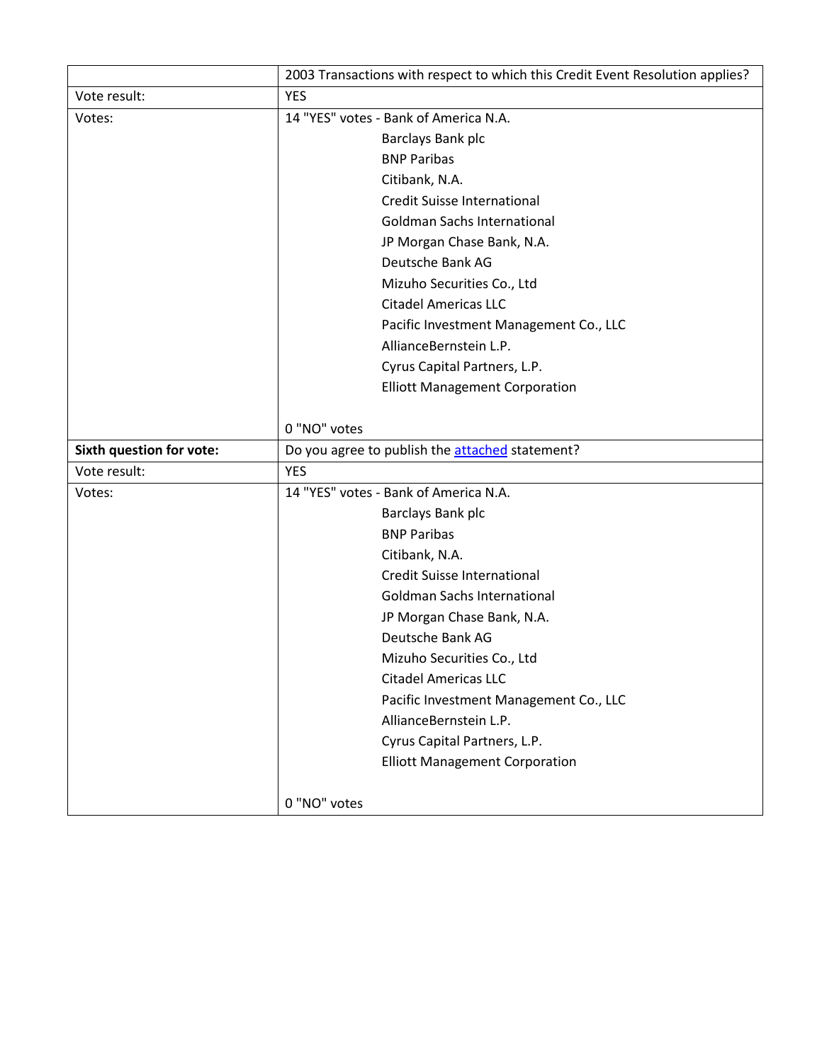| | |
|---|---|
| | 2003 Transactions with respect to which this Credit Event Resolution applies? |
| Vote result: | YES |
| Votes: | 14 "YES" votes - Bank of America N.A.<br>Barclays Bank plc<br>BNP Paribas<br>Citibank, N.A.<br>Credit Suisse International<br>Goldman Sachs International<br>JP Morgan Chase Bank, N.A.<br>Deutsche Bank AG<br>Mizuho Securities Co., Ltd<br>Citadel Americas LLC<br>Pacific Investment Management Co., LLC<br>AllianceBernstein L.P.<br>Cyrus Capital Partners, L.P.<br>Elliott Management Corporation<br><br>0 "NO" votes |
| **Sixth question for vote:** | Do you agree to publish the attached statement? |
| Vote result: | YES |
| Votes: | 14 "YES" votes - Bank of America N.A.<br>Barclays Bank plc<br>BNP Paribas<br>Citibank, N.A.<br>Credit Suisse International<br>Goldman Sachs International<br>JP Morgan Chase Bank, N.A.<br>Deutsche Bank AG<br>Mizuho Securities Co., Ltd<br>Citadel Americas LLC<br>Pacific Investment Management Co., LLC<br>AllianceBernstein L.P.<br>Cyrus Capital Partners, L.P.<br>Elliott Management Corporation<br><br>0 "NO" votes |